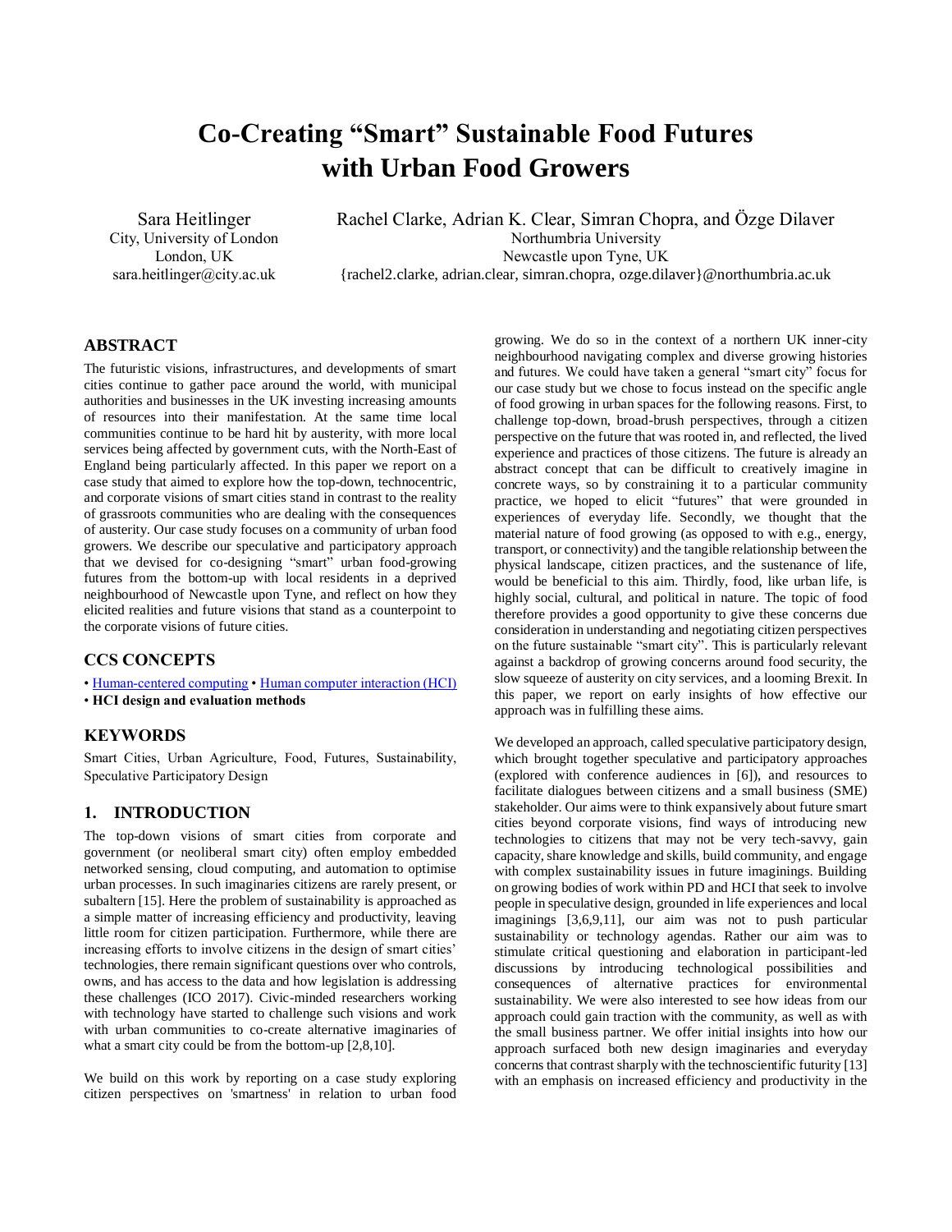# Co-Creating "Smart" Sustainable Food Futures with Urban Food Growers

Sara Heitlinger
City, University of London
London, UK
sara.heitlinger@city.ac.uk

Rachel Clarke, Adrian K. Clear, Simran Chopra, and Özge Dilaver
Northumbria University
Newcastle upon Tyne, UK
{rachel2.clarke, adrian.clear, simran.chopra, ozge.dilaver}@northumbria.ac.uk

## ABSTRACT

The futuristic visions, infrastructures, and developments of smart cities continue to gather pace around the world, with municipal authorities and businesses in the UK investing increasing amounts of resources into their manifestation. At the same time local communities continue to be hard hit by austerity, with more local services being affected by government cuts, with the North-East of England being particularly affected. In this paper we report on a case study that aimed to explore how the top-down, technocentric, and corporate visions of smart cities stand in contrast to the reality of grassroots communities who are dealing with the consequences of austerity. Our case study focuses on a community of urban food growers. We describe our speculative and participatory approach that we devised for co-designing "smart" urban food-growing futures from the bottom-up with local residents in a deprived neighbourhood of Newcastle upon Tyne, and reflect on how they elicited realities and future visions that stand as a counterpoint to the corporate visions of future cities.

## CCS CONCEPTS

• Human-centered computing • Human computer interaction (HCI) • **HCI design and evaluation methods**

## KEYWORDS

Smart Cities, Urban Agriculture, Food, Futures, Sustainability, Speculative Participatory Design

## 1. INTRODUCTION

The top-down visions of smart cities from corporate and government (or neoliberal smart city) often employ embedded networked sensing, cloud computing, and automation to optimise urban processes. In such imaginaries citizens are rarely present, or subaltern [15]. Here the problem of sustainability is approached as a simple matter of increasing efficiency and productivity, leaving little room for citizen participation. Furthermore, while there are increasing efforts to involve citizens in the design of smart cities' technologies, there remain significant questions over who controls, owns, and has access to the data and how legislation is addressing these challenges (ICO 2017). Civic-minded researchers working with technology have started to challenge such visions and work with urban communities to co-create alternative imaginaries of what a smart city could be from the bottom-up [2,8,10].

We build on this work by reporting on a case study exploring citizen perspectives on 'smartness' in relation to urban food growing. We do so in the context of a northern UK inner-city neighbourhood navigating complex and diverse growing histories and futures. We could have taken a general "smart city" focus for our case study but we chose to focus instead on the specific angle of food growing in urban spaces for the following reasons. First, to challenge top-down, broad-brush perspectives, through a citizen perspective on the future that was rooted in, and reflected, the lived experience and practices of those citizens. The future is already an abstract concept that can be difficult to creatively imagine in concrete ways, so by constraining it to a particular community practice, we hoped to elicit "futures" that were grounded in experiences of everyday life. Secondly, we thought that the material nature of food growing (as opposed to with e.g., energy, transport, or connectivity) and the tangible relationship between the physical landscape, citizen practices, and the sustenance of life, would be beneficial to this aim. Thirdly, food, like urban life, is highly social, cultural, and political in nature. The topic of food therefore provides a good opportunity to give these concerns due consideration in understanding and negotiating citizen perspectives on the future sustainable "smart city". This is particularly relevant against a backdrop of growing concerns around food security, the slow squeeze of austerity on city services, and a looming Brexit. In this paper, we report on early insights of how effective our approach was in fulfilling these aims.

We developed an approach, called speculative participatory design, which brought together speculative and participatory approaches (explored with conference audiences in [6]), and resources to facilitate dialogues between citizens and a small business (SME) stakeholder. Our aims were to think expansively about future smart cities beyond corporate visions, find ways of introducing new technologies to citizens that may not be very tech-savvy, gain capacity, share knowledge and skills, build community, and engage with complex sustainability issues in future imaginings. Building on growing bodies of work within PD and HCI that seek to involve people in speculative design, grounded in life experiences and local imaginings [3,6,9,11], our aim was not to push particular sustainability or technology agendas. Rather our aim was to stimulate critical questioning and elaboration in participant-led discussions by introducing technological possibilities and consequences of alternative practices for environmental sustainability. We were also interested to see how ideas from our approach could gain traction with the community, as well as with the small business partner. We offer initial insights into how our approach surfaced both new design imaginaries and everyday concerns that contrast sharply with the technoscientific futurity [13] with an emphasis on increased efficiency and productivity in the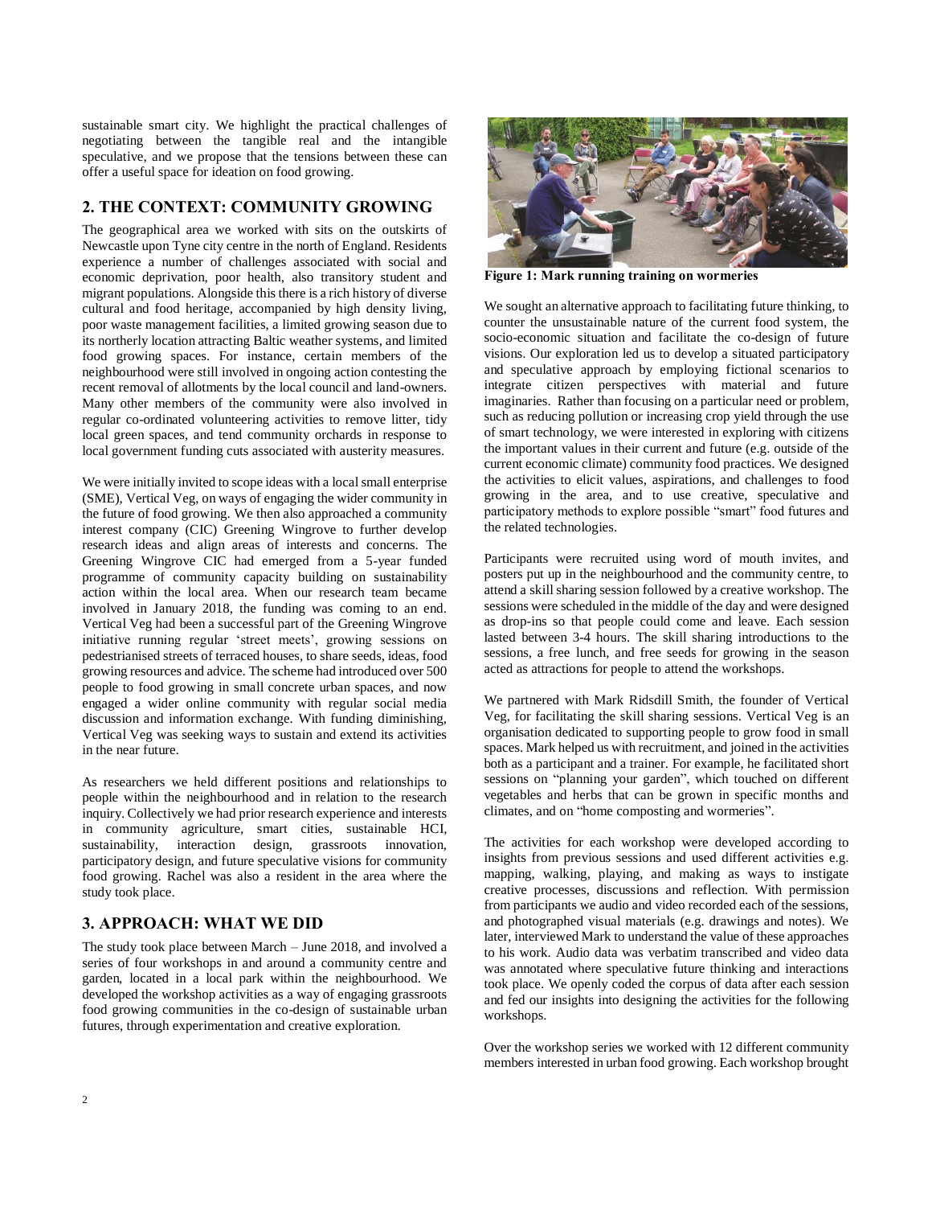sustainable smart city. We highlight the practical challenges of negotiating between the tangible real and the intangible speculative, and we propose that the tensions between these can offer a useful space for ideation on food growing.

## 2. THE CONTEXT: COMMUNITY GROWING

The geographical area we worked with sits on the outskirts of Newcastle upon Tyne city centre in the north of England. Residents experience a number of challenges associated with social and economic deprivation, poor health, also transitory student and migrant populations. Alongside this there is a rich history of diverse cultural and food heritage, accompanied by high density living, poor waste management facilities, a limited growing season due to its northerly location attracting Baltic weather systems, and limited food growing spaces. For instance, certain members of the neighbourhood were still involved in ongoing action contesting the recent removal of allotments by the local council and land-owners. Many other members of the community were also involved in regular co-ordinated volunteering activities to remove litter, tidy local green spaces, and tend community orchards in response to local government funding cuts associated with austerity measures.

We were initially invited to scope ideas with a local small enterprise (SME), Vertical Veg, on ways of engaging the wider community in the future of food growing. We then also approached a community interest company (CIC) Greening Wingrove to further develop research ideas and align areas of interests and concerns. The Greening Wingrove CIC had emerged from a 5-year funded programme of community capacity building on sustainability action within the local area. When our research team became involved in January 2018, the funding was coming to an end. Vertical Veg had been a successful part of the Greening Wingrove initiative running regular 'street meets', growing sessions on pedestrianised streets of terraced houses, to share seeds, ideas, food growing resources and advice. The scheme had introduced over 500 people to food growing in small concrete urban spaces, and now engaged a wider online community with regular social media discussion and information exchange. With funding diminishing, Vertical Veg was seeking ways to sustain and extend its activities in the near future.

As researchers we held different positions and relationships to people within the neighbourhood and in relation to the research inquiry. Collectively we had prior research experience and interests in community agriculture, smart cities, sustainable HCI, sustainability, interaction design, grassroots innovation, participatory design, and future speculative visions for community food growing. Rachel was also a resident in the area where the study took place.

## 3. APPROACH: WHAT WE DID

The study took place between March – June 2018, and involved a series of four workshops in and around a community centre and garden, located in a local park within the neighbourhood. We developed the workshop activities as a way of engaging grassroots food growing communities in the co-design of sustainable urban futures, through experimentation and creative exploration.

**Figure 1: Mark running training on wormeries**

We sought an alternative approach to facilitating future thinking, to counter the unsustainable nature of the current food system, the socio-economic situation and facilitate the co-design of future visions. Our exploration led us to develop a situated participatory and speculative approach by employing fictional scenarios to integrate citizen perspectives with material and future imaginaries. Rather than focusing on a particular need or problem, such as reducing pollution or increasing crop yield through the use of smart technology, we were interested in exploring with citizens the important values in their current and future (e.g. outside of the current economic climate) community food practices. We designed the activities to elicit values, aspirations, and challenges to food growing in the area, and to use creative, speculative and participatory methods to explore possible "smart" food futures and the related technologies.

Participants were recruited using word of mouth invites, and posters put up in the neighbourhood and the community centre, to attend a skill sharing session followed by a creative workshop. The sessions were scheduled in the middle of the day and were designed as drop-ins so that people could come and leave. Each session lasted between 3-4 hours. The skill sharing introductions to the sessions, a free lunch, and free seeds for growing in the season acted as attractions for people to attend the workshops.

We partnered with Mark Ridsdill Smith, the founder of Vertical Veg, for facilitating the skill sharing sessions. Vertical Veg is an organisation dedicated to supporting people to grow food in small spaces. Mark helped us with recruitment, and joined in the activities both as a participant and a trainer. For example, he facilitated short sessions on "planning your garden", which touched on different vegetables and herbs that can be grown in specific months and climates, and on "home composting and wormeries".

The activities for each workshop were developed according to insights from previous sessions and used different activities e.g. mapping, walking, playing, and making as ways to instigate creative processes, discussions and reflection. With permission from participants we audio and video recorded each of the sessions, and photographed visual materials (e.g. drawings and notes). We later, interviewed Mark to understand the value of these approaches to his work. Audio data was verbatim transcribed and video data was annotated where speculative future thinking and interactions took place. We openly coded the corpus of data after each session and fed our insights into designing the activities for the following workshops.

Over the workshop series we worked with 12 different community members interested in urban food growing. Each workshop brought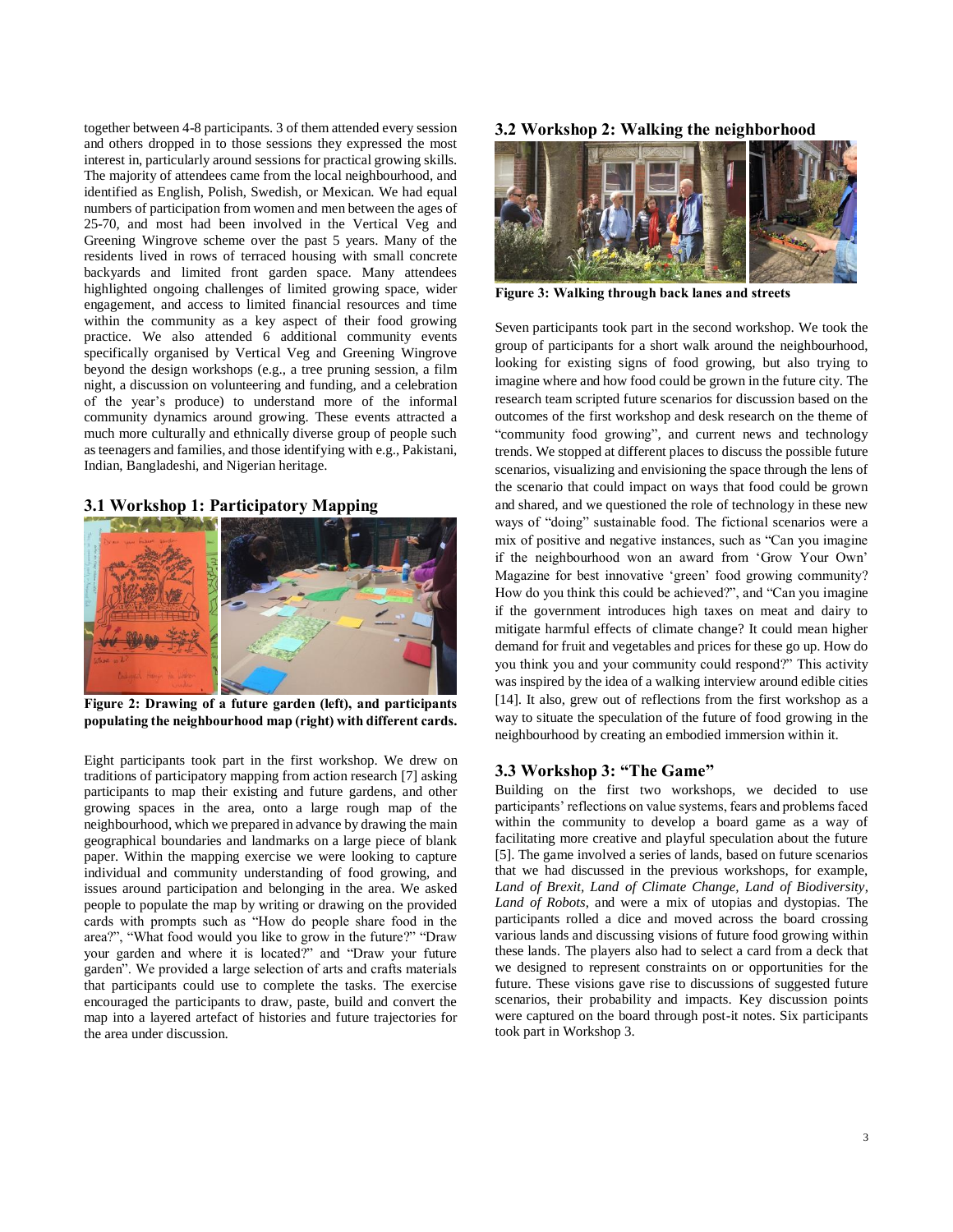together between 4-8 participants. 3 of them attended every session and others dropped in to those sessions they expressed the most interest in, particularly around sessions for practical growing skills. The majority of attendees came from the local neighbourhood, and identified as English, Polish, Swedish, or Mexican. We had equal numbers of participation from women and men between the ages of 25-70, and most had been involved in the Vertical Veg and Greening Wingrove scheme over the past 5 years. Many of the residents lived in rows of terraced housing with small concrete backyards and limited front garden space. Many attendees highlighted ongoing challenges of limited growing space, wider engagement, and access to limited financial resources and time within the community as a key aspect of their food growing practice. We also attended 6 additional community events specifically organised by Vertical Veg and Greening Wingrove beyond the design workshops (e.g., a tree pruning session, a film night, a discussion on volunteering and funding, and a celebration of the year's produce) to understand more of the informal community dynamics around growing. These events attracted a much more culturally and ethnically diverse group of people such as teenagers and families, and those identifying with e.g., Pakistani, Indian, Bangladeshi, and Nigerian heritage.

### 3.1 Workshop 1: Participatory Mapping

**Figure 2: Drawing of a future garden (left), and participants populating the neighbourhood map (right) with different cards.**

Eight participants took part in the first workshop. We drew on traditions of participatory mapping from action research [7] asking participants to map their existing and future gardens, and other growing spaces in the area, onto a large rough map of the neighbourhood, which we prepared in advance by drawing the main geographical boundaries and landmarks on a large piece of blank paper. Within the mapping exercise we were looking to capture individual and community understanding of food growing, and issues around participation and belonging in the area. We asked people to populate the map by writing or drawing on the provided cards with prompts such as "How do people share food in the area?", "What food would you like to grow in the future?" "Draw your garden and where it is located?" and "Draw your future garden". We provided a large selection of arts and crafts materials that participants could use to complete the tasks. The exercise encouraged the participants to draw, paste, build and convert the map into a layered artefact of histories and future trajectories for the area under discussion.

### 3.2 Workshop 2: Walking the neighborhood

**Figure 3: Walking through back lanes and streets**

Seven participants took part in the second workshop. We took the group of participants for a short walk around the neighbourhood, looking for existing signs of food growing, but also trying to imagine where and how food could be grown in the future city. The research team scripted future scenarios for discussion based on the outcomes of the first workshop and desk research on the theme of "community food growing", and current news and technology trends. We stopped at different places to discuss the possible future scenarios, visualizing and envisioning the space through the lens of the scenario that could impact on ways that food could be grown and shared, and we questioned the role of technology in these new ways of "doing" sustainable food. The fictional scenarios were a mix of positive and negative instances, such as "Can you imagine if the neighbourhood won an award from 'Grow Your Own' Magazine for best innovative 'green' food growing community? How do you think this could be achieved?", and "Can you imagine if the government introduces high taxes on meat and dairy to mitigate harmful effects of climate change? It could mean higher demand for fruit and vegetables and prices for these go up. How do you think you and your community could respond?" This activity was inspired by the idea of a walking interview around edible cities [14]. It also, grew out of reflections from the first workshop as a way to situate the speculation of the future of food growing in the neighbourhood by creating an embodied immersion within it.

### 3.3 Workshop 3: "The Game"

Building on the first two workshops, we decided to use participants' reflections on value systems, fears and problems faced within the community to develop a board game as a way of facilitating more creative and playful speculation about the future [5]. The game involved a series of lands, based on future scenarios that we had discussed in the previous workshops, for example, *Land of Brexit*, *Land of Climate Change*, *Land of Biodiversity*, *Land of Robots*, and were a mix of utopias and dystopias. The participants rolled a dice and moved across the board crossing various lands and discussing visions of future food growing within these lands. The players also had to select a card from a deck that we designed to represent constraints on or opportunities for the future. These visions gave rise to discussions of suggested future scenarios, their probability and impacts. Key discussion points were captured on the board through post-it notes. Six participants took part in Workshop 3.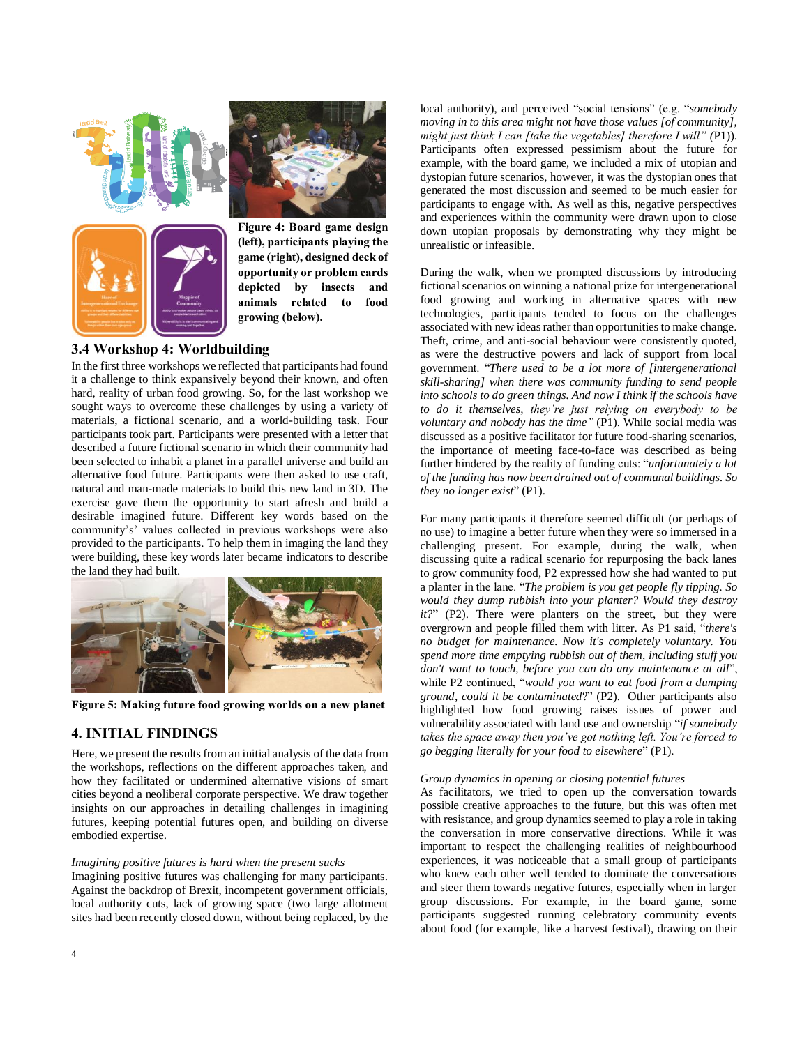Figure 4: Board game design (left), participants playing the game (right), designed deck of opportunity or problem cards depicted by insects and animals related to food growing (below).

### 3.4 Workshop 4: Worldbuilding

In the first three workshops we reflected that participants had found it a challenge to think expansively beyond their known, and often hard, reality of urban food growing. So, for the last workshop we sought ways to overcome these challenges by using a variety of materials, a fictional scenario, and a world-building task. Four participants took part. Participants were presented with a letter that described a future fictional scenario in which their community had been selected to inhabit a planet in a parallel universe and build an alternative food future. Participants were then asked to use craft, natural and man-made materials to build this new land in 3D. The exercise gave them the opportunity to start afresh and build a desirable imagined future. Different key words based on the community's' values collected in previous workshops were also provided to the participants. To help them in imaging the land they were building, these key words later became indicators to describe the land they had built.

Figure 5: Making future food growing worlds on a new planet

## 4. INITIAL FINDINGS

Here, we present the results from an initial analysis of the data from the workshops, reflections on the different approaches taken, and how they facilitated or undermined alternative visions of smart cities beyond a neoliberal corporate perspective. We draw together insights on our approaches in detailing challenges in imagining futures, keeping potential futures open, and building on diverse embodied expertise.

*Imagining positive futures is hard when the present sucks*

Imagining positive futures was challenging for many participants. Against the backdrop of Brexit, incompetent government officials, local authority cuts, lack of growing space (two large allotment sites had been recently closed down, without being replaced, by the local authority), and perceived "social tensions" (e.g. "*somebody moving in to this area might not have those values [of community], might just think I can [take the vegetables] therefore I will"* (P1)). Participants often expressed pessimism about the future for example, with the board game, we included a mix of utopian and dystopian future scenarios, however, it was the dystopian ones that generated the most discussion and seemed to be much easier for participants to engage with. As well as this, negative perspectives and experiences within the community were drawn upon to close down utopian proposals by demonstrating why they might be unrealistic or infeasible.

During the walk, when we prompted discussions by introducing fictional scenarios on winning a national prize for intergenerational food growing and working in alternative spaces with new technologies, participants tended to focus on the challenges associated with new ideas rather than opportunities to make change. Theft, crime, and anti-social behaviour were consistently quoted, as were the destructive powers and lack of support from local government. "*There used to be a lot more of [intergenerational skill-sharing] when there was community funding to send people into schools to do green things. And now I think if the schools have to do it themselves, they're just relying on everybody to be voluntary and nobody has the time"* (P1). While social media was discussed as a positive facilitator for future food-sharing scenarios, the importance of meeting face-to-face was described as being further hindered by the reality of funding cuts: "*unfortunately a lot of the funding has now been drained out of communal buildings. So they no longer exist*" (P1).

For many participants it therefore seemed difficult (or perhaps of no use) to imagine a better future when they were so immersed in a challenging present. For example, during the walk, when discussing quite a radical scenario for repurposing the back lanes to grow community food, P2 expressed how she had wanted to put a planter in the lane. "*The problem is you get people fly tipping. So would they dump rubbish into your planter? Would they destroy it?*" (P2). There were planters on the street, but they were overgrown and people filled them with litter. As P1 said, "*there's no budget for maintenance. Now it's completely voluntary. You spend more time emptying rubbish out of them, including stuff you don't want to touch, before you can do any maintenance at all*", while P2 continued, "*would you want to eat food from a dumping ground, could it be contaminated*?" (P2). Other participants also highlighted how food growing raises issues of power and vulnerability associated with land use and ownership "*if somebody takes the space away then you've got nothing left. You're forced to go begging literally for your food to elsewhere*" (P1).

*Group dynamics in opening or closing potential futures*

As facilitators, we tried to open up the conversation towards possible creative approaches to the future, but this was often met with resistance, and group dynamics seemed to play a role in taking the conversation in more conservative directions. While it was important to respect the challenging realities of neighbourhood experiences, it was noticeable that a small group of participants who knew each other well tended to dominate the conversations and steer them towards negative futures, especially when in larger group discussions. For example, in the board game, some participants suggested running celebratory community events about food (for example, like a harvest festival), drawing on their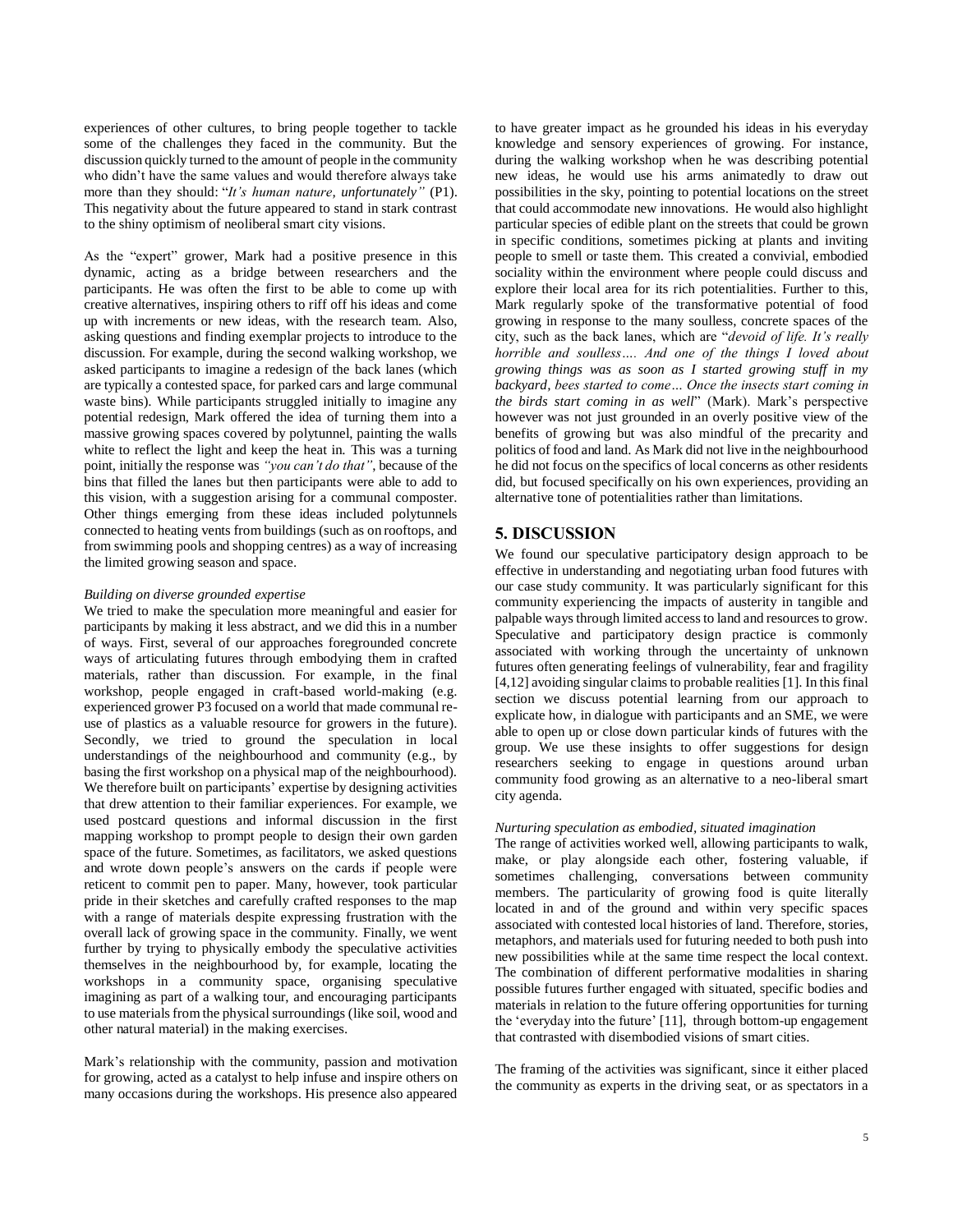experiences of other cultures, to bring people together to tackle some of the challenges they faced in the community. But the discussion quickly turned to the amount of people in the community who didn't have the same values and would therefore always take more than they should: "*It's human nature, unfortunately"* (P1). This negativity about the future appeared to stand in stark contrast to the shiny optimism of neoliberal smart city visions.

As the "expert" grower, Mark had a positive presence in this dynamic, acting as a bridge between researchers and the participants. He was often the first to be able to come up with creative alternatives, inspiring others to riff off his ideas and come up with increments or new ideas, with the research team. Also, asking questions and finding exemplar projects to introduce to the discussion. For example, during the second walking workshop, we asked participants to imagine a redesign of the back lanes (which are typically a contested space, for parked cars and large communal waste bins). While participants struggled initially to imagine any potential redesign, Mark offered the idea of turning them into a massive growing spaces covered by polytunnel, painting the walls white to reflect the light and keep the heat in. This was a turning point, initially the response was *"you can't do that"*, because of the bins that filled the lanes but then participants were able to add to this vision, with a suggestion arising for a communal composter. Other things emerging from these ideas included polytunnels connected to heating vents from buildings (such as on rooftops, and from swimming pools and shopping centres) as a way of increasing the limited growing season and space.

*Building on diverse grounded expertise*

We tried to make the speculation more meaningful and easier for participants by making it less abstract, and we did this in a number of ways. First, several of our approaches foregrounded concrete ways of articulating futures through embodying them in crafted materials, rather than discussion. For example, in the final workshop, people engaged in craft-based world-making (e.g. experienced grower P3 focused on a world that made communal re-use of plastics as a valuable resource for growers in the future). Secondly, we tried to ground the speculation in local understandings of the neighbourhood and community (e.g., by basing the first workshop on a physical map of the neighbourhood). We therefore built on participants' expertise by designing activities that drew attention to their familiar experiences. For example, we used postcard questions and informal discussion in the first mapping workshop to prompt people to design their own garden space of the future. Sometimes, as facilitators, we asked questions and wrote down people's answers on the cards if people were reticent to commit pen to paper. Many, however, took particular pride in their sketches and carefully crafted responses to the map with a range of materials despite expressing frustration with the overall lack of growing space in the community. Finally, we went further by trying to physically embody the speculative activities themselves in the neighbourhood by, for example, locating the workshops in a community space, organising speculative imagining as part of a walking tour, and encouraging participants to use materials from the physical surroundings (like soil, wood and other natural material) in the making exercises.

Mark's relationship with the community, passion and motivation for growing, acted as a catalyst to help infuse and inspire others on many occasions during the workshops. His presence also appeared to have greater impact as he grounded his ideas in his everyday knowledge and sensory experiences of growing. For instance, during the walking workshop when he was describing potential new ideas, he would use his arms animatedly to draw out possibilities in the sky, pointing to potential locations on the street that could accommodate new innovations. He would also highlight particular species of edible plant on the streets that could be grown in specific conditions, sometimes picking at plants and inviting people to smell or taste them. This created a convivial, embodied sociality within the environment where people could discuss and explore their local area for its rich potentialities. Further to this, Mark regularly spoke of the transformative potential of food growing in response to the many soulless, concrete spaces of the city, such as the back lanes, which are "*devoid of life. It's really horrible and soulless…. And one of the things I loved about growing things was as soon as I started growing stuff in my backyard, bees started to come… Once the insects start coming in the birds start coming in as well*" (Mark). Mark's perspective however was not just grounded in an overly positive view of the benefits of growing but was also mindful of the precarity and politics of food and land. As Mark did not live in the neighbourhood he did not focus on the specifics of local concerns as other residents did, but focused specifically on his own experiences, providing an alternative tone of potentialities rather than limitations.

## 5. DISCUSSION

We found our speculative participatory design approach to be effective in understanding and negotiating urban food futures with our case study community. It was particularly significant for this community experiencing the impacts of austerity in tangible and palpable ways through limited access to land and resources to grow. Speculative and participatory design practice is commonly associated with working through the uncertainty of unknown futures often generating feelings of vulnerability, fear and fragility [4,12] avoiding singular claims to probable realities [1]. In this final section we discuss potential learning from our approach to explicate how, in dialogue with participants and an SME, we were able to open up or close down particular kinds of futures with the group. We use these insights to offer suggestions for design researchers seeking to engage in questions around urban community food growing as an alternative to a neo-liberal smart city agenda.

*Nurturing speculation as embodied, situated imagination*

The range of activities worked well, allowing participants to walk, make, or play alongside each other, fostering valuable, if sometimes challenging, conversations between community members. The particularity of growing food is quite literally located in and of the ground and within very specific spaces associated with contested local histories of land. Therefore, stories, metaphors, and materials used for futuring needed to both push into new possibilities while at the same time respect the local context. The combination of different performative modalities in sharing possible futures further engaged with situated, specific bodies and materials in relation to the future offering opportunities for turning the 'everyday into the future' [11], through bottom-up engagement that contrasted with disembodied visions of smart cities.

The framing of the activities was significant, since it either placed the community as experts in the driving seat, or as spectators in a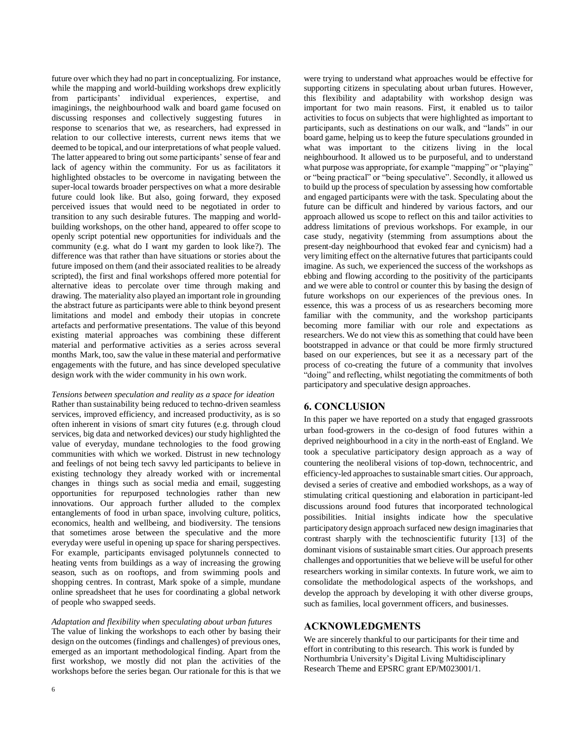future over which they had no part in conceptualizing. For instance, while the mapping and world-building workshops drew explicitly from participants' individual experiences, expertise, and imaginings, the neighbourhood walk and board game focused on discussing responses and collectively suggesting futures in response to scenarios that we, as researchers, had expressed in relation to our collective interests, current news items that we deemed to be topical, and our interpretations of what people valued. The latter appeared to bring out some participants' sense of fear and lack of agency within the community. For us as facilitators it highlighted obstacles to be overcome in navigating between the super-local towards broader perspectives on what a more desirable future could look like. But also, going forward, they exposed perceived issues that would need to be negotiated in order to transition to any such desirable futures. The mapping and world-building workshops, on the other hand, appeared to offer scope to openly script potential new opportunities for individuals and the community (e.g. what do I want my garden to look like?). The difference was that rather than have situations or stories about the future imposed on them (and their associated realities to be already scripted), the first and final workshops offered more potential for alternative ideas to percolate over time through making and drawing. The materiality also played an important role in grounding the abstract future as participants were able to think beyond present limitations and model and embody their utopias in concrete artefacts and performative presentations. The value of this beyond existing material approaches was combining these different material and performative activities as a series across several months Mark, too, saw the value in these material and performative engagements with the future, and has since developed speculative design work with the wider community in his own work.

*Tensions between speculation and reality as a space for ideation*

Rather than sustainability being reduced to techno-driven seamless services, improved efficiency, and increased productivity, as is so often inherent in visions of smart city futures (e.g. through cloud services, big data and networked devices) our study highlighted the value of everyday, mundane technologies to the food growing communities with which we worked. Distrust in new technology and feelings of not being tech savvy led participants to believe in existing technology they already worked with or incremental changes in things such as social media and email, suggesting opportunities for repurposed technologies rather than new innovations. Our approach further alluded to the complex entanglements of food in urban space, involving culture, politics, economics, health and wellbeing, and biodiversity. The tensions that sometimes arose between the speculative and the more everyday were useful in opening up space for sharing perspectives. For example, participants envisaged polytunnels connected to heating vents from buildings as a way of increasing the growing season, such as on rooftops, and from swimming pools and shopping centres. In contrast, Mark spoke of a simple, mundane online spreadsheet that he uses for coordinating a global network of people who swapped seeds.

*Adaptation and flexibility when speculating about urban futures*

The value of linking the workshops to each other by basing their design on the outcomes (findings and challenges) of previous ones, emerged as an important methodological finding. Apart from the first workshop, we mostly did not plan the activities of the workshops before the series began. Our rationale for this is that we were trying to understand what approaches would be effective for supporting citizens in speculating about urban futures. However, this flexibility and adaptability with workshop design was important for two main reasons. First, it enabled us to tailor activities to focus on subjects that were highlighted as important to participants, such as destinations on our walk, and "lands" in our board game, helping us to keep the future speculations grounded in what was important to the citizens living in the local neighbourhood. It allowed us to be purposeful, and to understand what purpose was appropriate, for example "mapping" or "playing" or "being practical" or "being speculative". Secondly, it allowed us to build up the process of speculation by assessing how comfortable and engaged participants were with the task. Speculating about the future can be difficult and hindered by various factors, and our approach allowed us scope to reflect on this and tailor activities to address limitations of previous workshops. For example, in our case study, negativity (stemming from assumptions about the present-day neighbourhood that evoked fear and cynicism) had a very limiting effect on the alternative futures that participants could imagine. As such, we experienced the success of the workshops as ebbing and flowing according to the positivity of the participants and we were able to control or counter this by basing the design of future workshops on our experiences of the previous ones. In essence, this was a process of us as researchers becoming more familiar with the community, and the workshop participants becoming more familiar with our role and expectations as researchers. We do not view this as something that could have been bootstrapped in advance or that could be more firmly structured based on our experiences, but see it as a necessary part of the process of co-creating the future of a community that involves "doing" and reflecting, whilst negotiating the commitments of both participatory and speculative design approaches.

## 6. CONCLUSION

In this paper we have reported on a study that engaged grassroots urban food-growers in the co-design of food futures within a deprived neighbourhood in a city in the north-east of England. We took a speculative participatory design approach as a way of countering the neoliberal visions of top-down, technocentric, and efficiency-led approaches to sustainable smart cities. Our approach, devised a series of creative and embodied workshops, as a way of stimulating critical questioning and elaboration in participant-led discussions around food futures that incorporated technological possibilities. Initial insights indicate how the speculative participatory design approach surfaced new design imaginaries that contrast sharply with the technoscientific futurity [13] of the dominant visions of sustainable smart cities. Our approach presents challenges and opportunities that we believe will be useful for other researchers working in similar contexts. In future work, we aim to consolidate the methodological aspects of the workshops, and develop the approach by developing it with other diverse groups, such as families, local government officers, and businesses.

## ACKNOWLEDGMENTS

We are sincerely thankful to our participants for their time and effort in contributing to this research. This work is funded by Northumbria University's Digital Living Multidisciplinary Research Theme and EPSRC grant EP/M023001/1.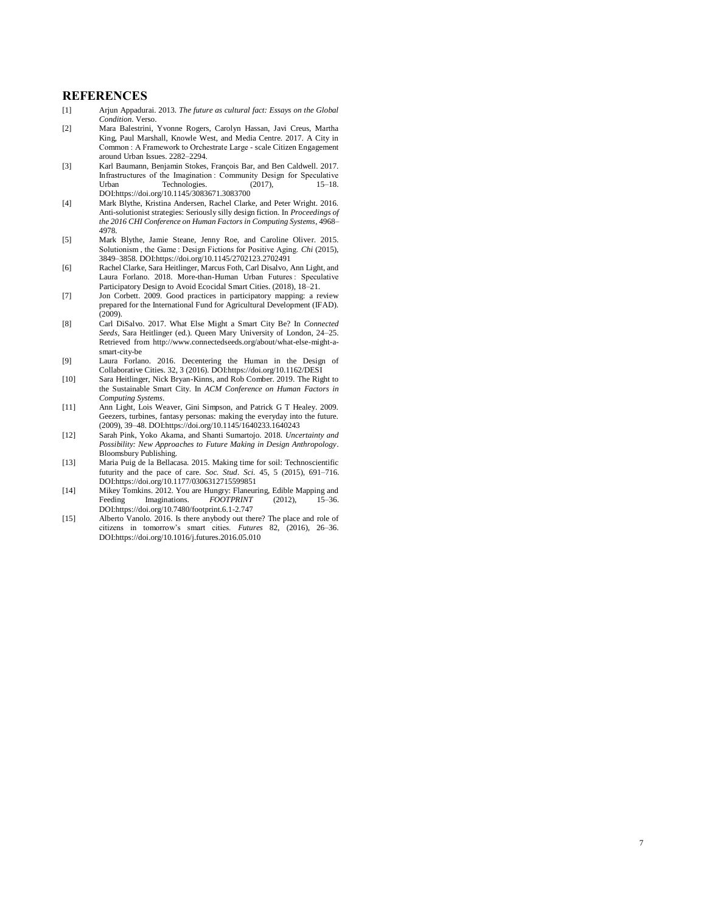## REFERENCES

[1] Arjun Appadurai. 2013. *The future as cultural fact: Essays on the Global Condition*. Verso.

[2] Mara Balestrini, Yvonne Rogers, Carolyn Hassan, Javi Creus, Martha King, Paul Marshall, Knowle West, and Media Centre. 2017. A City in Common : A Framework to Orchestrate Large - scale Citizen Engagement around Urban Issues. 2282–2294.

[3] Karl Baumann, Benjamin Stokes, François Bar, and Ben Caldwell. 2017. Infrastructures of the Imagination : Community Design for Speculative Urban Technologies. (2017), 15–18. DOI:https://doi.org/10.1145/3083671.3083700

[4] Mark Blythe, Kristina Andersen, Rachel Clarke, and Peter Wright. 2016. Anti-solutionist strategies: Seriously silly design fiction. In *Proceedings of the 2016 CHI Conference on Human Factors in Computing Systems*, 4968–4978.

[5] Mark Blythe, Jamie Steane, Jenny Roe, and Caroline Oliver. 2015. Solutionism , the Game : Design Fictions for Positive Aging. *Chi* (2015), 3849–3858. DOI:https://doi.org/10.1145/2702123.2702491

[6] Rachel Clarke, Sara Heitlinger, Marcus Foth, Carl Disalvo, Ann Light, and Laura Forlano. 2018. More-than-Human Urban Futures : Speculative Participatory Design to Avoid Ecocidal Smart Cities. (2018), 18–21.

[7] Jon Corbett. 2009. Good practices in participatory mapping: a review prepared for the International Fund for Agricultural Development (IFAD). (2009).

[8] Carl DiSalvo. 2017. What Else Might a Smart City Be? In *Connected Seeds*, Sara Heitlinger (ed.). Queen Mary University of London, 24–25. Retrieved from http://www.connectedseeds.org/about/what-else-might-a-smart-city-be

[9] Laura Forlano. 2016. Decentering the Human in the Design of Collaborative Cities. 32, 3 (2016). DOI:https://doi.org/10.1162/DESI

[10] Sara Heitlinger, Nick Bryan-Kinns, and Rob Comber. 2019. The Right to the Sustainable Smart City. In *ACM Conference on Human Factors in Computing Systems*.

[11] Ann Light, Lois Weaver, Gini Simpson, and Patrick G T Healey. 2009. Geezers, turbines, fantasy personas: making the everyday into the future. (2009), 39–48. DOI:https://doi.org/10.1145/1640233.1640243

[12] Sarah Pink, Yoko Akama, and Shanti Sumartojo. 2018. *Uncertainty and Possibility: New Approaches to Future Making in Design Anthropology*. Bloomsbury Publishing.

[13] Maria Puig de la Bellacasa. 2015. Making time for soil: Technoscientific futurity and the pace of care. *Soc. Stud. Sci.* 45, 5 (2015), 691–716. DOI:https://doi.org/10.1177/0306312715599851

[14] Mikey Tomkins. 2012. You are Hungry: Flaneuring, Edible Mapping and Feeding Imaginations. *FOOTPRINT* (2012), 15–36. DOI:https://doi.org/10.7480/footprint.6.1-2.747

[15] Alberto Vanolo. 2016. Is there anybody out there? The place and role of citizens in tomorrow's smart cities. *Futures* 82, (2016), 26–36. DOI:https://doi.org/10.1016/j.futures.2016.05.010